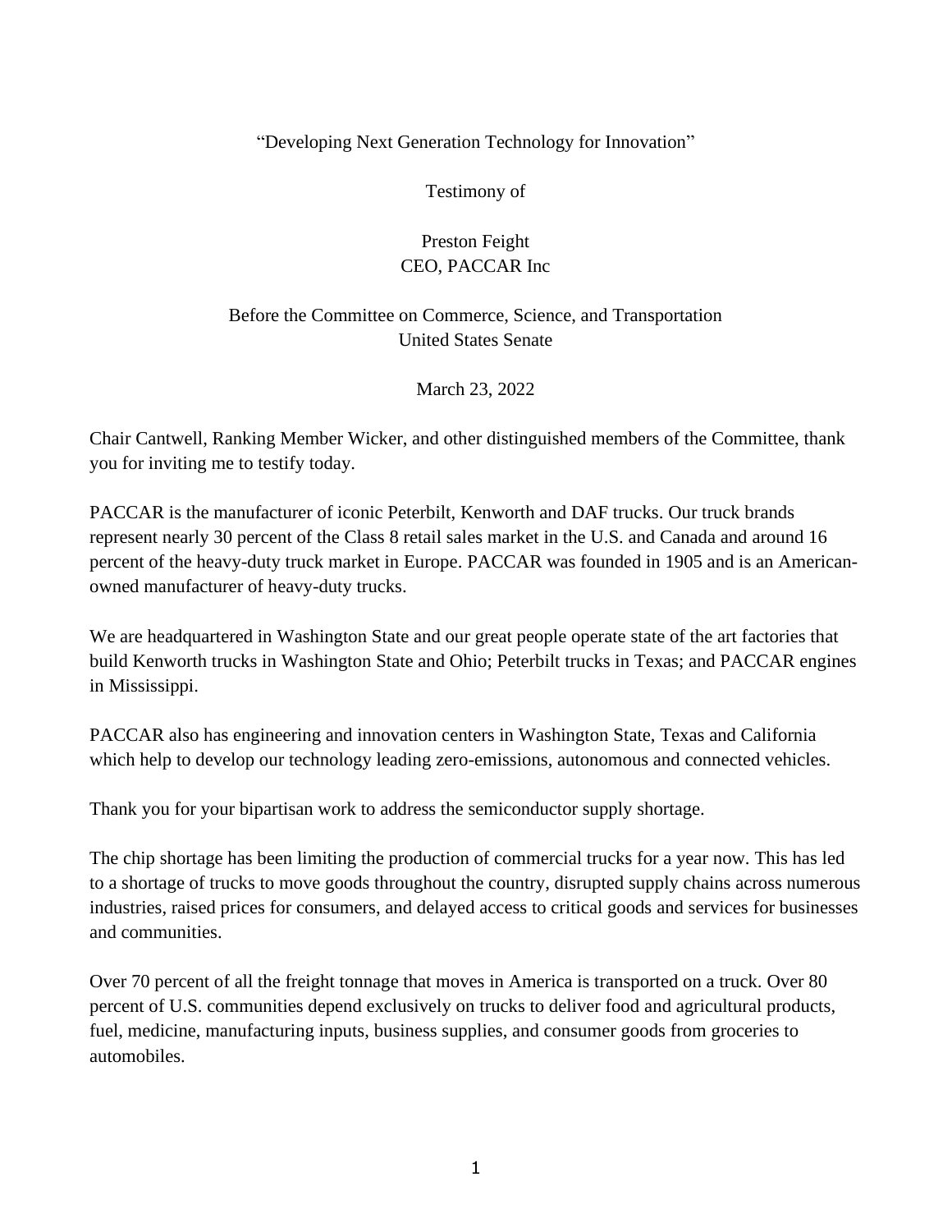# "Developing Next Generation Technology for Innovation"

Testimony of

Preston Feight  
CEO, PACCAR Inc

Before the Committee on Commerce, Science, and Transportation  
United States Senate

March 23, 2022

Chair Cantwell, Ranking Member Wicker, and other distinguished members of the Committee, thank you for inviting me to testify today.

PACCAR is the manufacturer of iconic Peterbilt, Kenworth and DAF trucks. Our truck brands represent nearly 30 percent of the Class 8 retail sales market in the U.S. and Canada and around 16 percent of the heavy-duty truck market in Europe. PACCAR was founded in 1905 and is an American-owned manufacturer of heavy-duty trucks.

We are headquartered in Washington State and our great people operate state of the art factories that build Kenworth trucks in Washington State and Ohio; Peterbilt trucks in Texas; and PACCAR engines in Mississippi.

PACCAR also has engineering and innovation centers in Washington State, Texas and California which help to develop our technology leading zero-emissions, autonomous and connected vehicles.

Thank you for your bipartisan work to address the semiconductor supply shortage.

The chip shortage has been limiting the production of commercial trucks for a year now. This has led to a shortage of trucks to move goods throughout the country, disrupted supply chains across numerous industries, raised prices for consumers, and delayed access to critical goods and services for businesses and communities.

Over 70 percent of all the freight tonnage that moves in America is transported on a truck. Over 80 percent of U.S. communities depend exclusively on trucks to deliver food and agricultural products, fuel, medicine, manufacturing inputs, business supplies, and consumer goods from groceries to automobiles.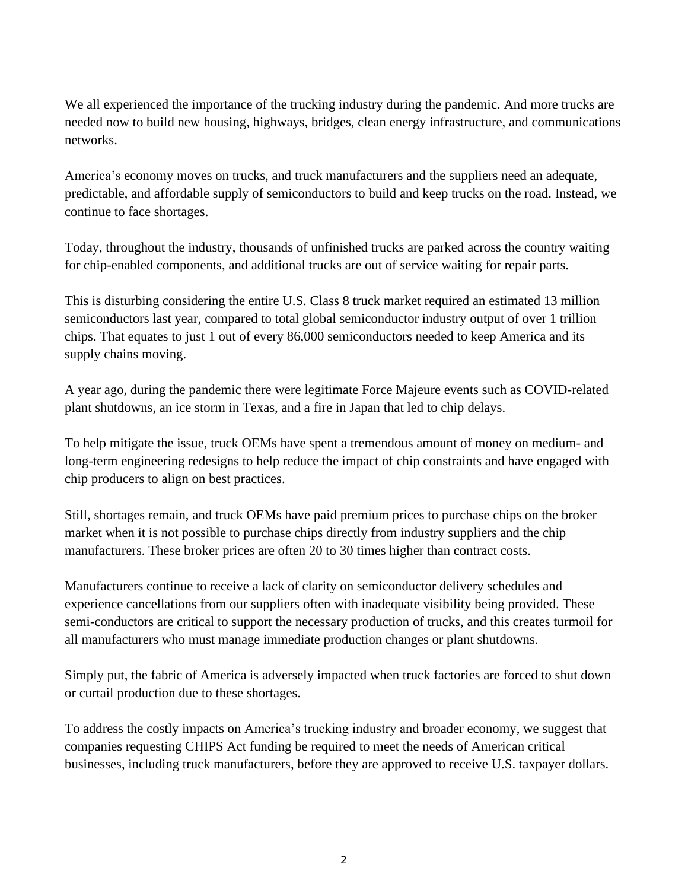We all experienced the importance of the trucking industry during the pandemic. And more trucks are needed now to build new housing, highways, bridges, clean energy infrastructure, and communications networks.

America's economy moves on trucks, and truck manufacturers and the suppliers need an adequate, predictable, and affordable supply of semiconductors to build and keep trucks on the road. Instead, we continue to face shortages.

Today, throughout the industry, thousands of unfinished trucks are parked across the country waiting for chip-enabled components, and additional trucks are out of service waiting for repair parts.

This is disturbing considering the entire U.S. Class 8 truck market required an estimated 13 million semiconductors last year, compared to total global semiconductor industry output of over 1 trillion chips. That equates to just 1 out of every 86,000 semiconductors needed to keep America and its supply chains moving.

A year ago, during the pandemic there were legitimate Force Majeure events such as COVID-related plant shutdowns, an ice storm in Texas, and a fire in Japan that led to chip delays.

To help mitigate the issue, truck OEMs have spent a tremendous amount of money on medium- and long-term engineering redesigns to help reduce the impact of chip constraints and have engaged with chip producers to align on best practices.

Still, shortages remain, and truck OEMs have paid premium prices to purchase chips on the broker market when it is not possible to purchase chips directly from industry suppliers and the chip manufacturers. These broker prices are often 20 to 30 times higher than contract costs.

Manufacturers continue to receive a lack of clarity on semiconductor delivery schedules and experience cancellations from our suppliers often with inadequate visibility being provided. These semi-conductors are critical to support the necessary production of trucks, and this creates turmoil for all manufacturers who must manage immediate production changes or plant shutdowns.

Simply put, the fabric of America is adversely impacted when truck factories are forced to shut down or curtail production due to these shortages.

To address the costly impacts on America's trucking industry and broader economy, we suggest that companies requesting CHIPS Act funding be required to meet the needs of American critical businesses, including truck manufacturers, before they are approved to receive U.S. taxpayer dollars.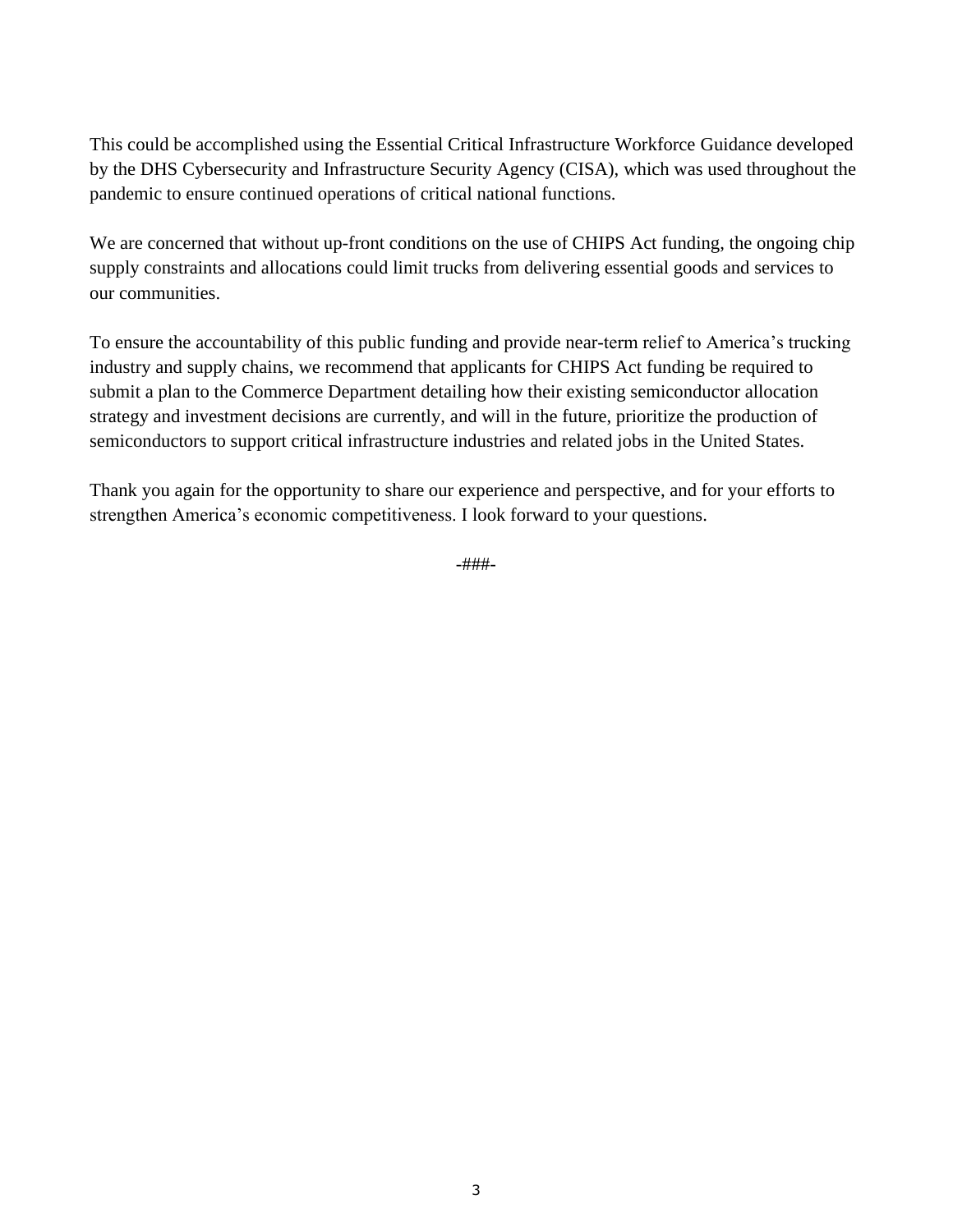This could be accomplished using the Essential Critical Infrastructure Workforce Guidance developed by the DHS Cybersecurity and Infrastructure Security Agency (CISA), which was used throughout the pandemic to ensure continued operations of critical national functions.

We are concerned that without up-front conditions on the use of CHIPS Act funding, the ongoing chip supply constraints and allocations could limit trucks from delivering essential goods and services to our communities.

To ensure the accountability of this public funding and provide near-term relief to America's trucking industry and supply chains, we recommend that applicants for CHIPS Act funding be required to submit a plan to the Commerce Department detailing how their existing semiconductor allocation strategy and investment decisions are currently, and will in the future, prioritize the production of semiconductors to support critical infrastructure industries and related jobs in the United States.

Thank you again for the opportunity to share our experience and perspective, and for your efforts to strengthen America's economic competitiveness. I look forward to your questions.

-###-